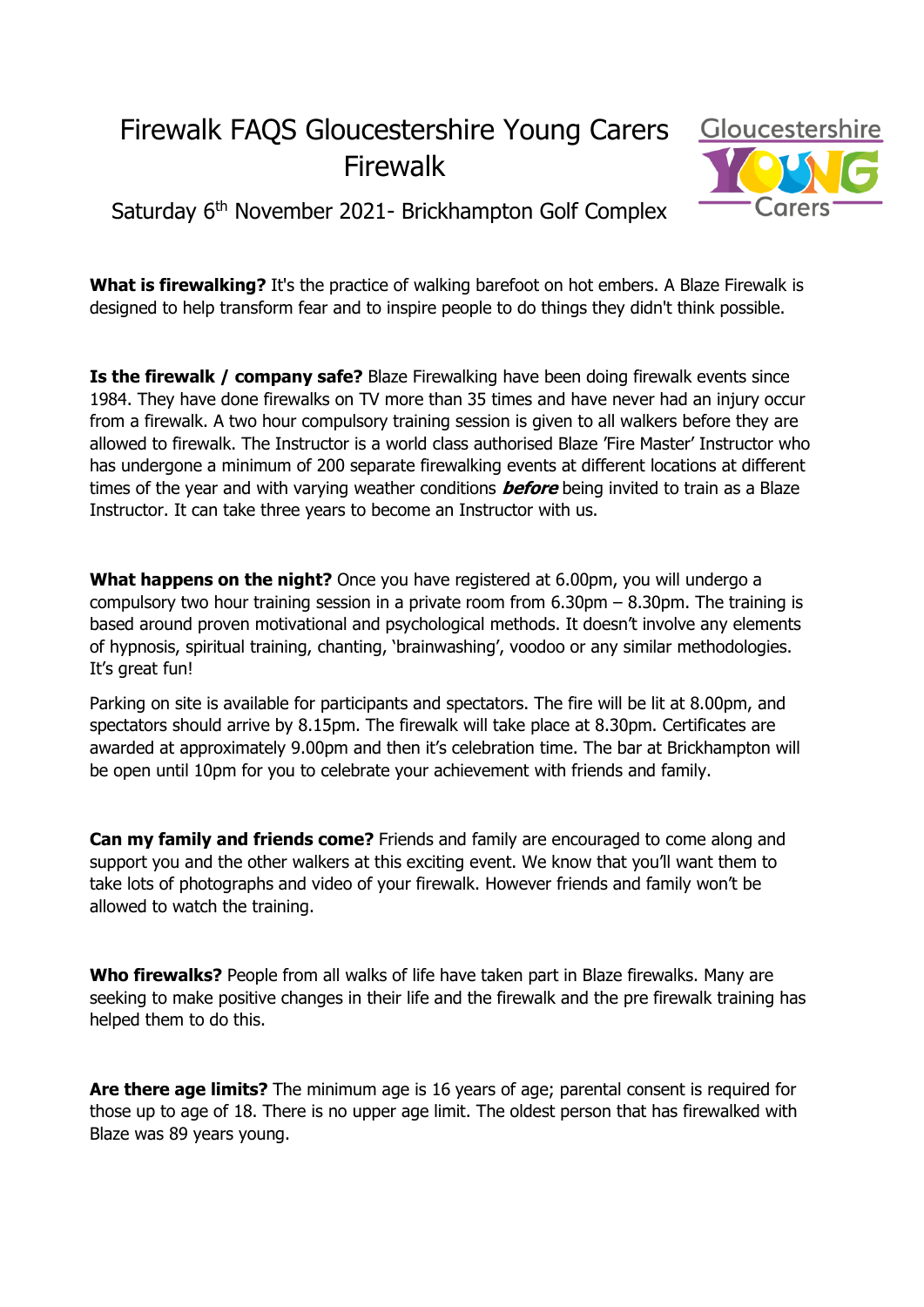# Firewalk FAQS Gloucestershire Young Carers Firewalk

## Saturday 6th November 2021- Brickhampton Golf Complex

**What is firewalking?** It's the practice of walking barefoot on hot embers. A Blaze Firewalk is designed to help transform fear and to inspire people to do things they didn't think possible.

**Is the firewalk / company safe?** Blaze Firewalking have been doing firewalk events since 1984. They have done firewalks on TV more than 35 times and have never had an injury occur from a firewalk. A two hour compulsory training session is given to all walkers before they are allowed to firewalk. The Instructor is a world class authorised Blaze 'Fire Master' Instructor who has undergone a minimum of 200 separate firewalking events at different locations at different times of the year and with varying weather conditions ***before*** being invited to train as a Blaze Instructor. It can take three years to become an Instructor with us.

**What happens on the night?** Once you have registered at 6.00pm, you will undergo a compulsory two hour training session in a private room from 6.30pm – 8.30pm. The training is based around proven motivational and psychological methods. It doesn't involve any elements of hypnosis, spiritual training, chanting, 'brainwashing', voodoo or any similar methodologies. It's great fun!

Parking on site is available for participants and spectators. The fire will be lit at 8.00pm, and spectators should arrive by 8.15pm. The firewalk will take place at 8.30pm. Certificates are awarded at approximately 9.00pm and then it's celebration time. The bar at Brickhampton will be open until 10pm for you to celebrate your achievement with friends and family.

**Can my family and friends come?** Friends and family are encouraged to come along and support you and the other walkers at this exciting event. We know that you'll want them to take lots of photographs and video of your firewalk. However friends and family won't be allowed to watch the training.

**Who firewalks?** People from all walks of life have taken part in Blaze firewalks. Many are seeking to make positive changes in their life and the firewalk and the pre firewalk training has helped them to do this.

**Are there age limits?** The minimum age is 16 years of age; parental consent is required for those up to age of 18. There is no upper age limit. The oldest person that has firewalked with Blaze was 89 years young.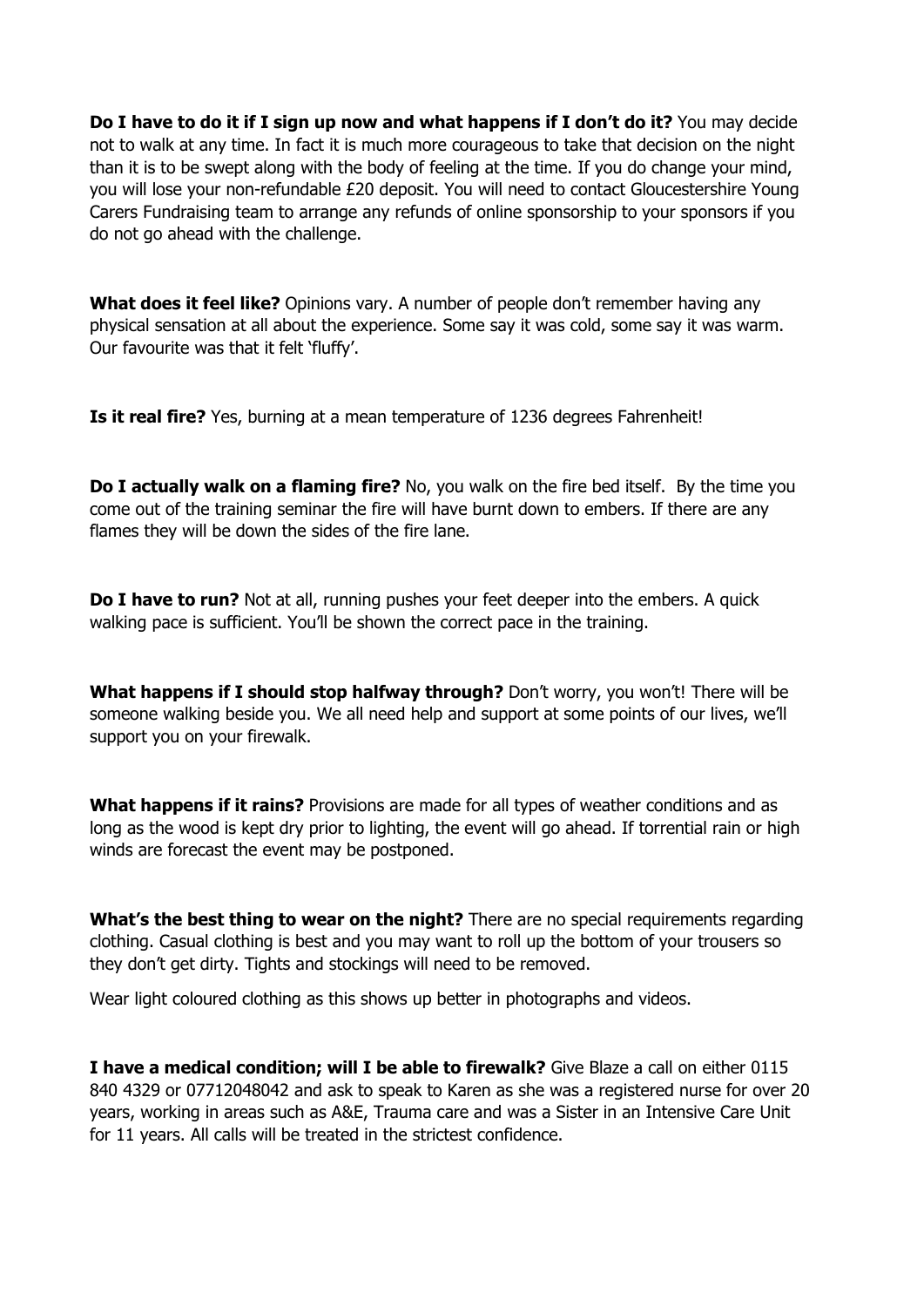**Do I have to do it if I sign up now and what happens if I don't do it?** You may decide not to walk at any time. In fact it is much more courageous to take that decision on the night than it is to be swept along with the body of feeling at the time. If you do change your mind, you will lose your non-refundable £20 deposit. You will need to contact Gloucestershire Young Carers Fundraising team to arrange any refunds of online sponsorship to your sponsors if you do not go ahead with the challenge.

**What does it feel like?** Opinions vary. A number of people don't remember having any physical sensation at all about the experience. Some say it was cold, some say it was warm. Our favourite was that it felt 'fluffy'.

**Is it real fire?** Yes, burning at a mean temperature of 1236 degrees Fahrenheit!

**Do I actually walk on a flaming fire?** No, you walk on the fire bed itself. By the time you come out of the training seminar the fire will have burnt down to embers. If there are any flames they will be down the sides of the fire lane.

**Do I have to run?** Not at all, running pushes your feet deeper into the embers. A quick walking pace is sufficient. You'll be shown the correct pace in the training.

**What happens if I should stop halfway through?** Don't worry, you won't! There will be someone walking beside you. We all need help and support at some points of our lives, we'll support you on your firewalk.

**What happens if it rains?** Provisions are made for all types of weather conditions and as long as the wood is kept dry prior to lighting, the event will go ahead. If torrential rain or high winds are forecast the event may be postponed.

**What's the best thing to wear on the night?** There are no special requirements regarding clothing. Casual clothing is best and you may want to roll up the bottom of your trousers so they don't get dirty. Tights and stockings will need to be removed.

Wear light coloured clothing as this shows up better in photographs and videos.

**I have a medical condition; will I be able to firewalk?** Give Blaze a call on either 0115 840 4329 or 07712048042 and ask to speak to Karen as she was a registered nurse for over 20 years, working in areas such as A&E, Trauma care and was a Sister in an Intensive Care Unit for 11 years. All calls will be treated in the strictest confidence.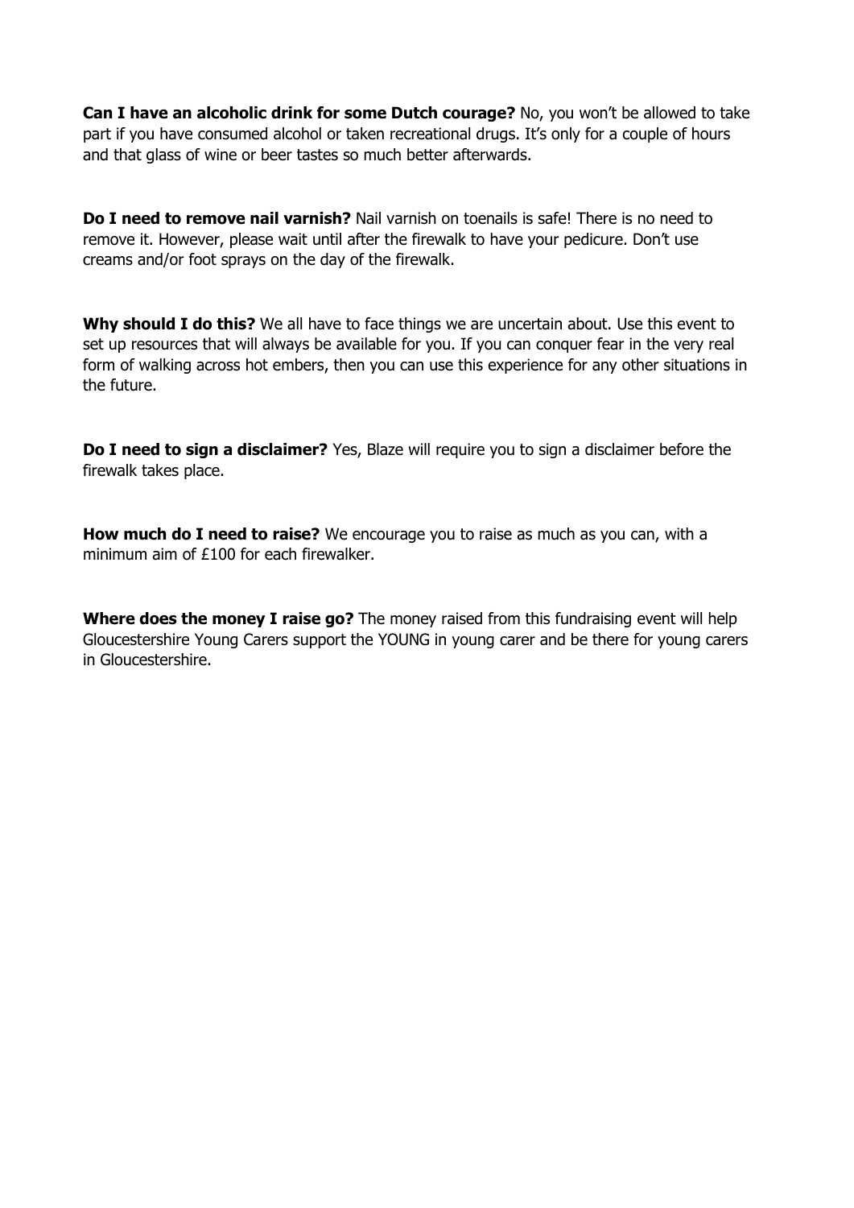**Can I have an alcoholic drink for some Dutch courage?** No, you won't be allowed to take part if you have consumed alcohol or taken recreational drugs. It's only for a couple of hours and that glass of wine or beer tastes so much better afterwards.

**Do I need to remove nail varnish?** Nail varnish on toenails is safe! There is no need to remove it. However, please wait until after the firewalk to have your pedicure. Don't use creams and/or foot sprays on the day of the firewalk.

**Why should I do this?** We all have to face things we are uncertain about. Use this event to set up resources that will always be available for you. If you can conquer fear in the very real form of walking across hot embers, then you can use this experience for any other situations in the future.

**Do I need to sign a disclaimer?** Yes, Blaze will require you to sign a disclaimer before the firewalk takes place.

**How much do I need to raise?** We encourage you to raise as much as you can, with a minimum aim of £100 for each firewalker.

**Where does the money I raise go?** The money raised from this fundraising event will help Gloucestershire Young Carers support the YOUNG in young carer and be there for young carers in Gloucestershire.